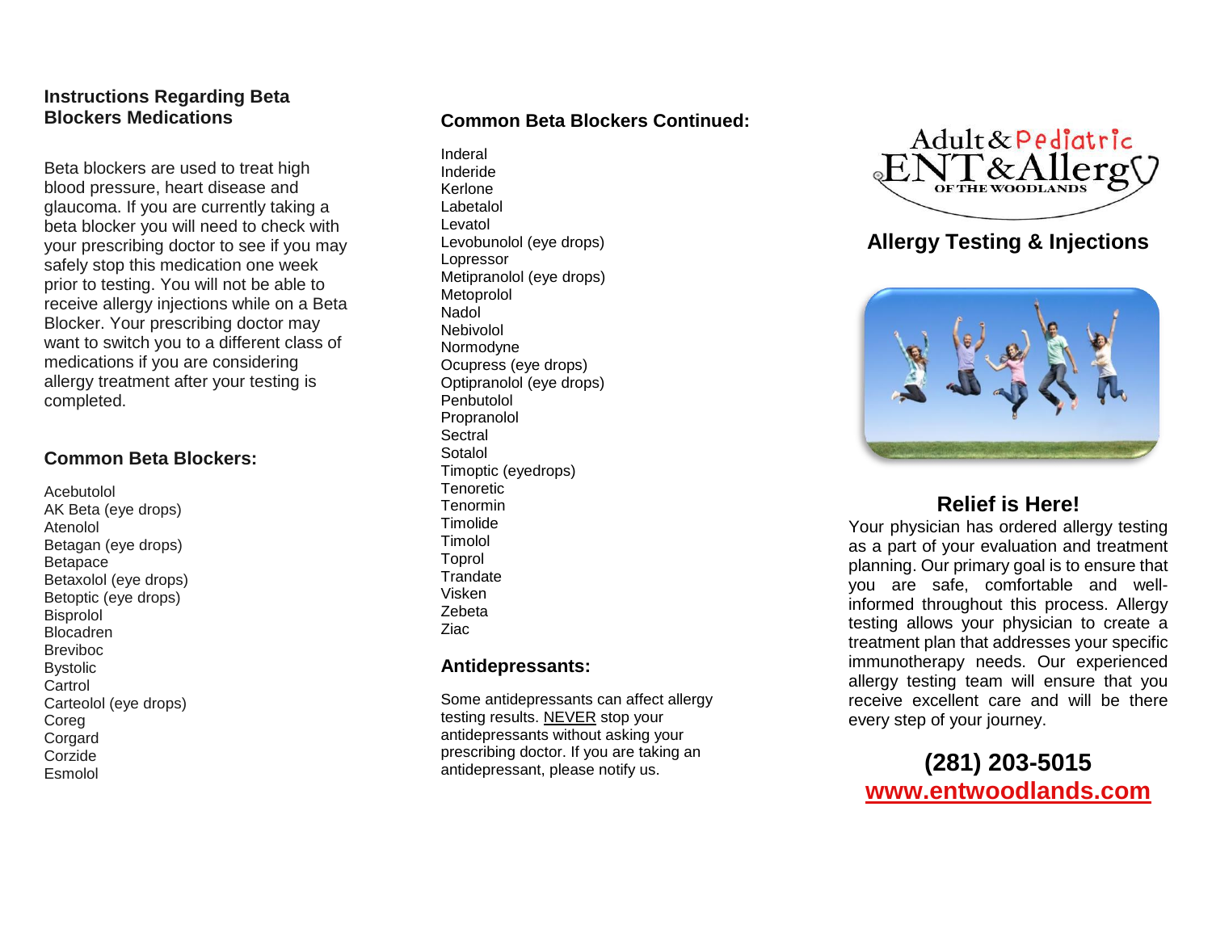## Instructions Regarding Beta Blockers Medications

Beta blockers are used to treat high blood pressure, heart disease and glaucoma. If you are currently taking a beta blocker you will need to check with your prescribing doctor to see if you may safely stop this medication one week prior to testing. You will not be able to receive allergy injections while on a Beta Blocker. Your prescribing doctor may want to switch you to a different class of medications if you are considering allergy treatment after your testing is completed.

### Common Beta Blockers:

Acebutolol
AK Beta (eye drops)
Atenolol
Betagan (eye drops)
Betapace
Betaxolol (eye drops)
Betoptic (eye drops)
Bisprolol
Blocadren
Breviboc
Bystolic
Cartrol
Carteolol (eye drops)
Coreg
Corgard
Corzide
Esmolol

### Common Beta Blockers Continued:

Inderal
Inderide
Kerlone
Labetalol
Levatol
Levobunolol (eye drops)
Lopressor
Metipranolol (eye drops)
Metoprolol
Nadol
Nebivolol
Normodyne
Ocupress (eye drops)
Optipranolol (eye drops)
Penbutolol
Propranolol
Sectral
Sotalol
Timoptic (eyedrops)
Tenoretic
Tenormin
Timolide
Timolol
Toprol
Trandate
Visken
Zebeta
Ziac

### Antidepressants:

Some antidepressants can affect allergy testing results. NEVER stop your antidepressants without asking your prescribing doctor. If you are taking an antidepressant, please notify us.

Adult & Pediatric ENT & Allergy OF THE WOODLANDS

## Allergy Testing & Injections

## Relief is Here!

Your physician has ordered allergy testing as a part of your evaluation and treatment planning. Our primary goal is to ensure that you are safe, comfortable and well-informed throughout this process. Allergy testing allows your physician to create a treatment plan that addresses your specific immunotherapy needs. Our experienced allergy testing team will ensure that you receive excellent care and will be there every step of your journey.

**(281) 203-5015**
**www.entwoodlands.com**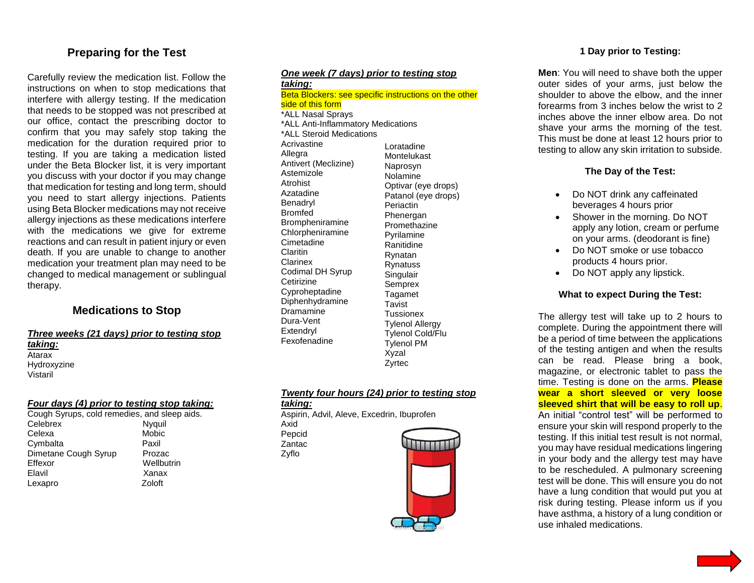## Preparing for the Test

Carefully review the medication list. Follow the instructions on when to stop medications that interfere with allergy testing. If the medication that needs to be stopped was not prescribed at our office, contact the prescribing doctor to confirm that you may safely stop taking the medication for the duration required prior to testing. If you are taking a medication listed under the Beta Blocker list, it is very important you discuss with your doctor if you may change that medication for testing and long term, should you need to start allergy injections. Patients using Beta Blocker medications may not receive allergy injections as these medications interfere with the medications we give for extreme reactions and can result in patient injury or even death. If you are unable to change to another medication your treatment plan may need to be changed to medical management or sublingual therapy.

## Medications to Stop

***Three weeks (21 days) prior to testing stop taking:***

Atarax
Hydroxyzine
Vistaril

***Four days (4) prior to testing stop taking:***

Cough Syrups, cold remedies, and sleep aids.

Celebrex
Celexa
Cymbalta
Dimetane Cough Syrup
Effexor
Elavil
Lexapro
Nyquil
Mobic
Paxil
Prozac
Wellbutrin
Xanax
Zoloft

***One week (7 days) prior to testing stop taking:***

Beta Blockers: see specific instructions on the other side of this form

*ALL Nasal Sprays
*ALL Anti-Inflammatory Medications
*ALL Steroid Medications

Acrivastine
Allegra
Antivert (Meclizine)
Astemizole
Atrohist
Azatadine
Benadryl
Bromfed
Brompheniramine
Chlorpheniramine
Cimetadine
Claritin
Clarinex
Codimal DH Syrup
Cetirizine
Cyproheptadine
Diphenhydramine
Dramamine
Dura-Vent
Extendryl
Fexofenadine
Loratadine
Montelukast
Naprosyn
Nolamine
Optivar (eye drops)
Patanol (eye drops)
Periactin
Phenergan
Promethazine
Pyrilamine
Ranitidine
Rynatan
Rynatuss
Singulair
Semprex
Tagamet
Tavist
Tussionex
Tylenol Allergy
Tylenol Cold/Flu
Tylenol PM
Xyzal
Zyrtec

***Twenty four hours (24) prior to testing stop taking:***

Aspirin, Advil, Aleve, Excedrin, Ibuprofen
Axid
Pepcid
Zantac
Zyflo

### 1 Day prior to Testing:

**Men**: You will need to shave both the upper outer sides of your arms, just below the shoulder to above the elbow, and the inner forearms from 3 inches below the wrist to 2 inches above the inner elbow area. Do not shave your arms the morning of the test. This must be done at least 12 hours prior to testing to allow any skin irritation to subside.

### The Day of the Test:

- Do NOT drink any caffeinated beverages 4 hours prior
- Shower in the morning. Do NOT apply any lotion, cream or perfume on your arms. (deodorant is fine)
- Do NOT smoke or use tobacco products 4 hours prior.
- Do NOT apply any lipstick.

### What to expect During the Test:

The allergy test will take up to 2 hours to complete. During the appointment there will be a period of time between the applications of the testing antigen and when the results can be read. Please bring a book, magazine, or electronic tablet to pass the time. Testing is done on the arms. **Please wear a short sleeved or very loose sleeved shirt that will be easy to roll up**. An initial "control test" will be performed to ensure your skin will respond properly to the testing. If this initial test result is not normal, you may have residual medications lingering in your body and the allergy test may have to be rescheduled. A pulmonary screening test will be done. This will ensure you do not have a lung condition that would put you at risk during testing. Please inform us if you have asthma, a history of a lung condition or use inhaled medications.